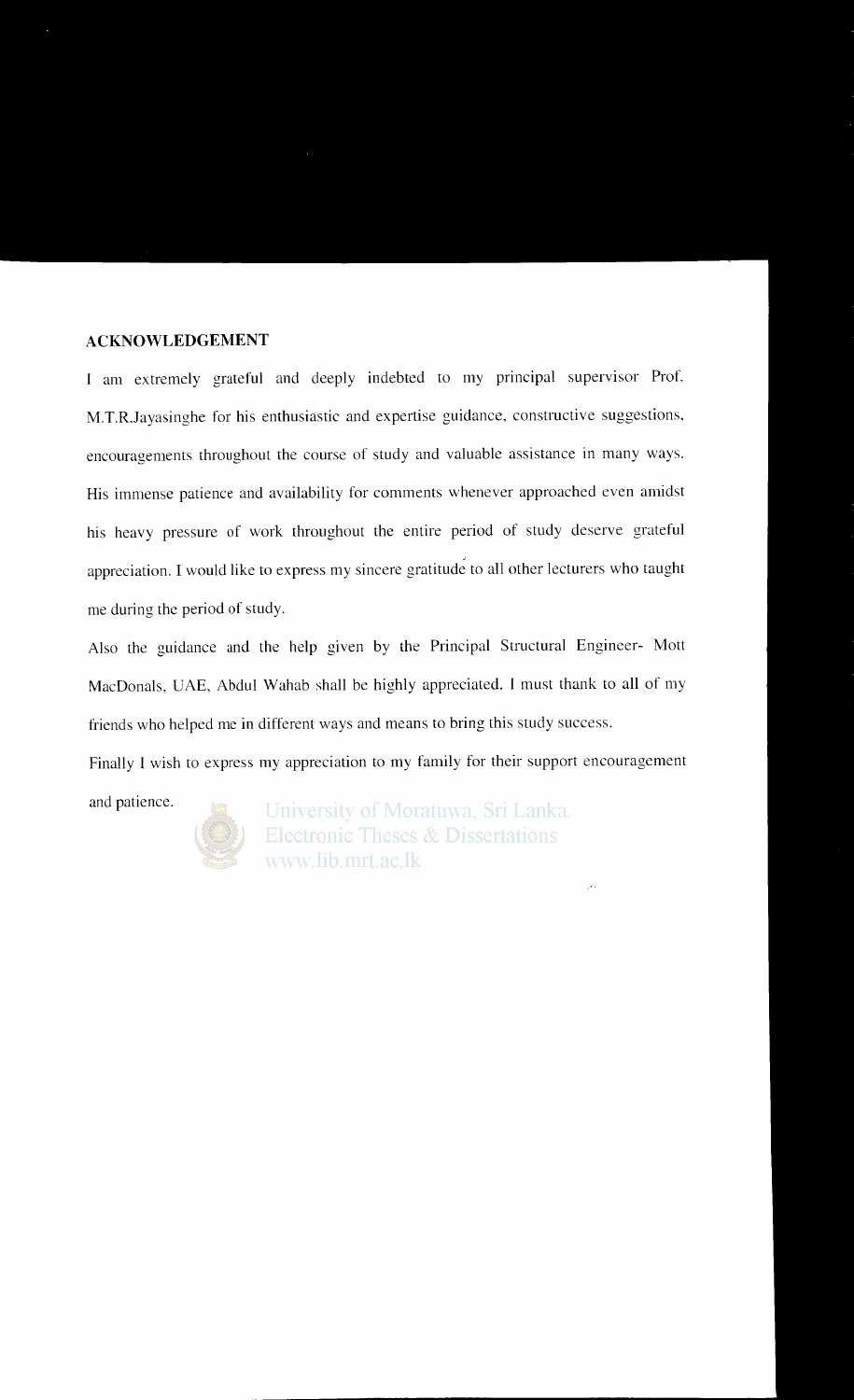## ACKNOWLEDGEMENT

I am extremely grateful and deeply indebted to my principal supervisor Prof. M.T.R.Jayasinghe for his enthusiastic and expertise guidance, constructive suggestions, encouragements throughout the course of study and valuable assistance in many ways. His immense patience and availability for comments whenever approached even amidst his heavy pressure of work throughout the entire period of study deserve grateful appreciation. I would like to express my sincere gratitude to all other lecturers who taught me during the period of study.

Also the guidance and the help given by the Principal Structural Engineer- Mott MacDonals, UAE, Abdul Wahab shall be highly appreciated. I must thank to all of my friends who helped me in different ways and means to bring this study success.

Finally I wish to express my appreciation to my family for their support encouragement and patience.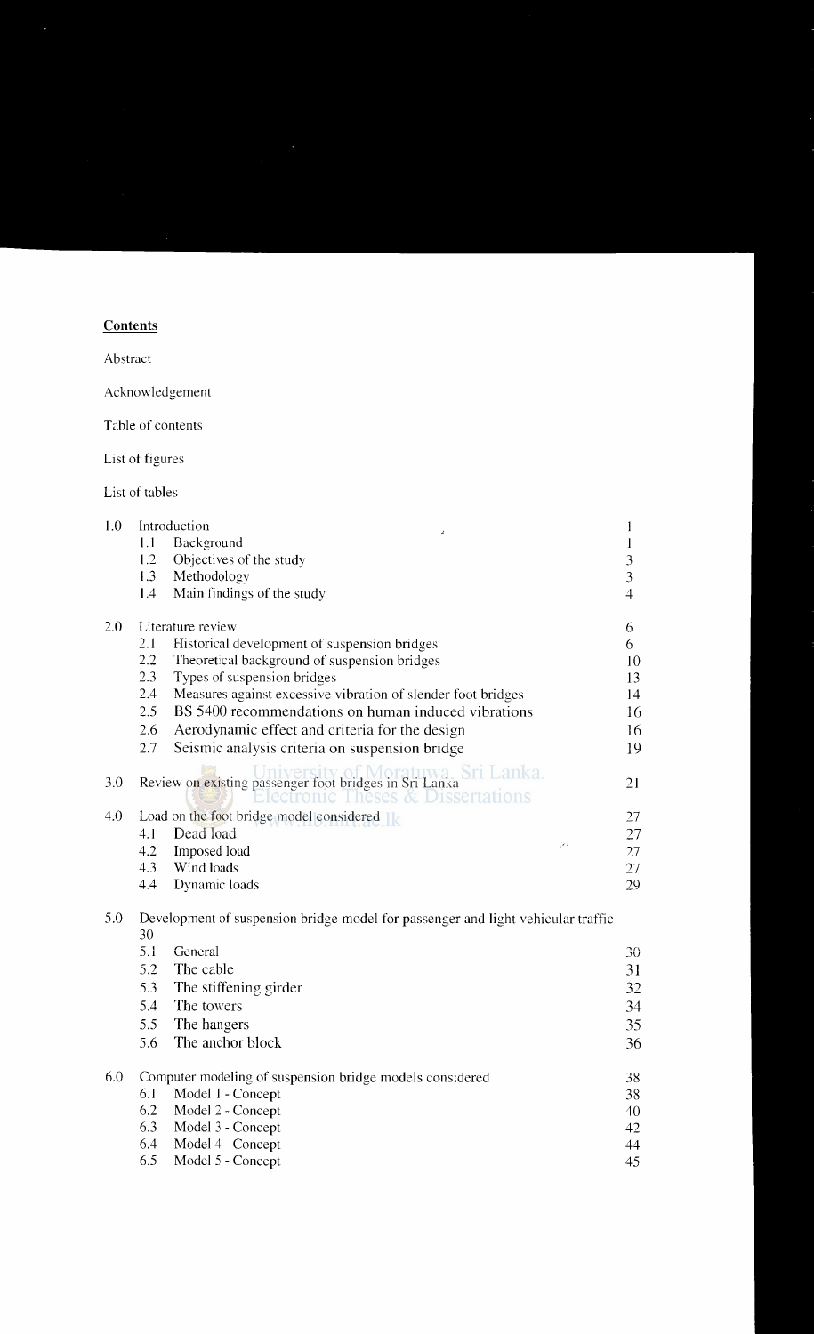**Contents**

Abstract

Acknowledgement

Table of contents

List of figures

List of tables

| | | |
|---|---|---|
| 1.0 | Introduction | 1 |
| | 1.1 Background | 1 |
| | 1.2 Objectives of the study | 3 |
| | 1.3 Methodology | 3 |
| | 1.4 Main findings of the study | 4 |
| 2.0 | Literature review | 6 |
| | 2.1 Historical development of suspension bridges | 6 |
| | 2.2 Theoretical background of suspension bridges | 10 |
| | 2.3 Types of suspension bridges | 13 |
| | 2.4 Measures against excessive vibration of slender foot bridges | 14 |
| | 2.5 BS 5400 recommendations on human induced vibrations | 16 |
| | 2.6 Aerodynamic effect and criteria for the design | 16 |
| | 2.7 Seismic analysis criteria on suspension bridge | 19 |
| 3.0 | Review on existing passenger foot bridges in Sri Lanka | 21 |
| 4.0 | Load on the foot bridge model considered | 27 |
| | 4.1 Dead load | 27 |
| | 4.2 Imposed load | 27 |
| | 4.3 Wind loads | 27 |
| | 4.4 Dynamic loads | 29 |
| 5.0 | Development of suspension bridge model for passenger and light vehicular traffic 30 | |
| | 5.1 General | 30 |
| | 5.2 The cable | 31 |
| | 5.3 The stiffening girder | 32 |
| | 5.4 The towers | 34 |
| | 5.5 The hangers | 35 |
| | 5.6 The anchor block | 36 |
| 6.0 | Computer modeling of suspension bridge models considered | 38 |
| | 6.1 Model 1 - Concept | 38 |
| | 6.2 Model 2 - Concept | 40 |
| | 6.3 Model 3 - Concept | 42 |
| | 6.4 Model 4 - Concept | 44 |
| | 6.5 Model 5 - Concept | 45 |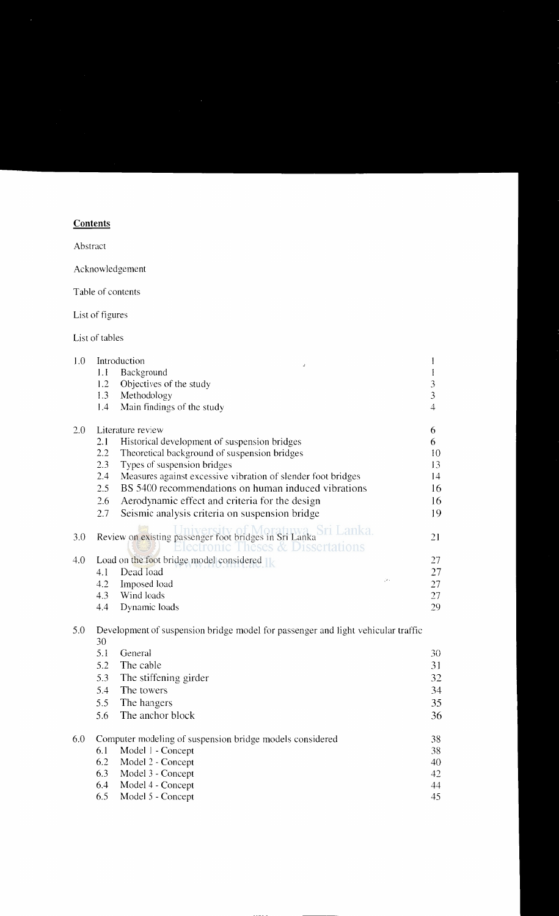**Contents**

Abstract

Acknowledgement

Table of contents

List of figures

List of tables

| | | |
|---|---|---|
| 1.0 | Introduction | 1 |
| | 1.1 Background | 1 |
| | 1.2 Objectives of the study | 3 |
| | 1.3 Methodology | 3 |
| | 1.4 Main findings of the study | 4 |
| 2.0 | Literature review | 6 |
| | 2.1 Historical development of suspension bridges | 6 |
| | 2.2 Theoretical background of suspension bridges | 10 |
| | 2.3 Types of suspension bridges | 13 |
| | 2.4 Measures against excessive vibration of slender foot bridges | 14 |
| | 2.5 BS 5400 recommendations on human induced vibrations | 16 |
| | 2.6 Aerodynamic effect and criteria for the design | 16 |
| | 2.7 Seismic analysis criteria on suspension bridge | 19 |
| 3.0 | Review on existing passenger foot bridges in Sri Lanka | 21 |
| 4.0 | Load on the foot bridge model considered | 27 |
| | 4.1 Dead load | 27 |
| | 4.2 Imposed load | 27 |
| | 4.3 Wind loads | 27 |
| | 4.4 Dynamic loads | 29 |
| 5.0 | Development of suspension bridge model for passenger and light vehicular traffic | 30 |
| | 5.1 General | 30 |
| | 5.2 The cable | 31 |
| | 5.3 The stiffening girder | 32 |
| | 5.4 The towers | 34 |
| | 5.5 The hangers | 35 |
| | 5.6 The anchor block | 36 |
| 6.0 | Computer modeling of suspension bridge models considered | 38 |
| | 6.1 Model 1 - Concept | 38 |
| | 6.2 Model 2 - Concept | 40 |
| | 6.3 Model 3 - Concept | 42 |
| | 6.4 Model 4 - Concept | 44 |
| | 6.5 Model 5 - Concept | 45 |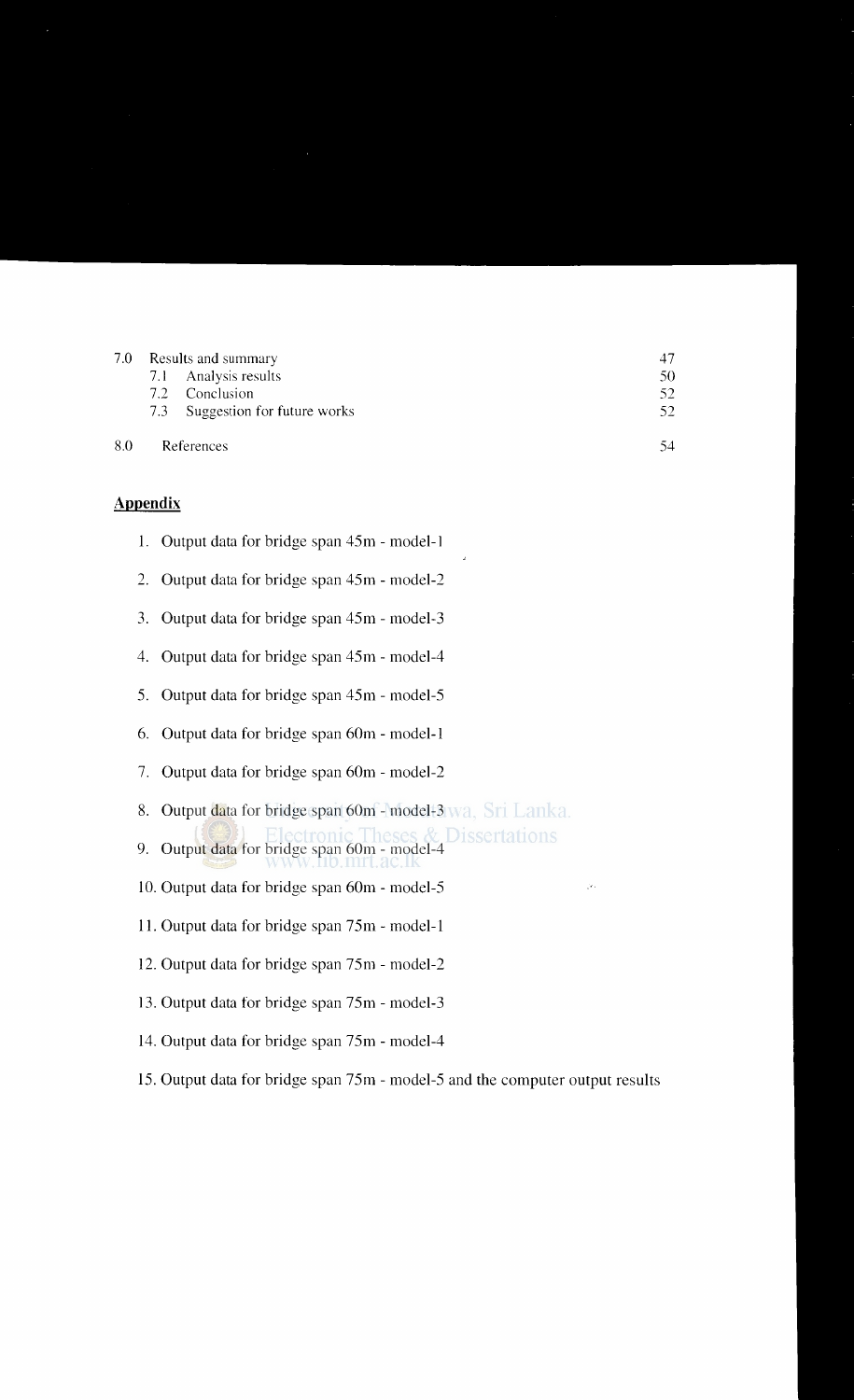| | | |
|---|---|---|
| 7.0 | Results and summary | 47 |
| | 7.1 Analysis results | 50 |
| | 7.2 Conclusion | 52 |
| | 7.3 Suggestion for future works | 52 |
| 8.0 | References | 54 |

**Appendix**

1. Output data for bridge span 45m - model-1
2. Output data for bridge span 45m - model-2
3. Output data for bridge span 45m - model-3
4. Output data for bridge span 45m - model-4
5. Output data for bridge span 45m - model-5
6. Output data for bridge span 60m - model-1
7. Output data for bridge span 60m - model-2
8. Output data for bridge span 60m - model-3
9. Output data for bridge span 60m - model-4
10. Output data for bridge span 60m - model-5
11. Output data for bridge span 75m - model-1
12. Output data for bridge span 75m - model-2
13. Output data for bridge span 75m - model-3
14. Output data for bridge span 75m - model-4
15. Output data for bridge span 75m - model-5 and the computer output results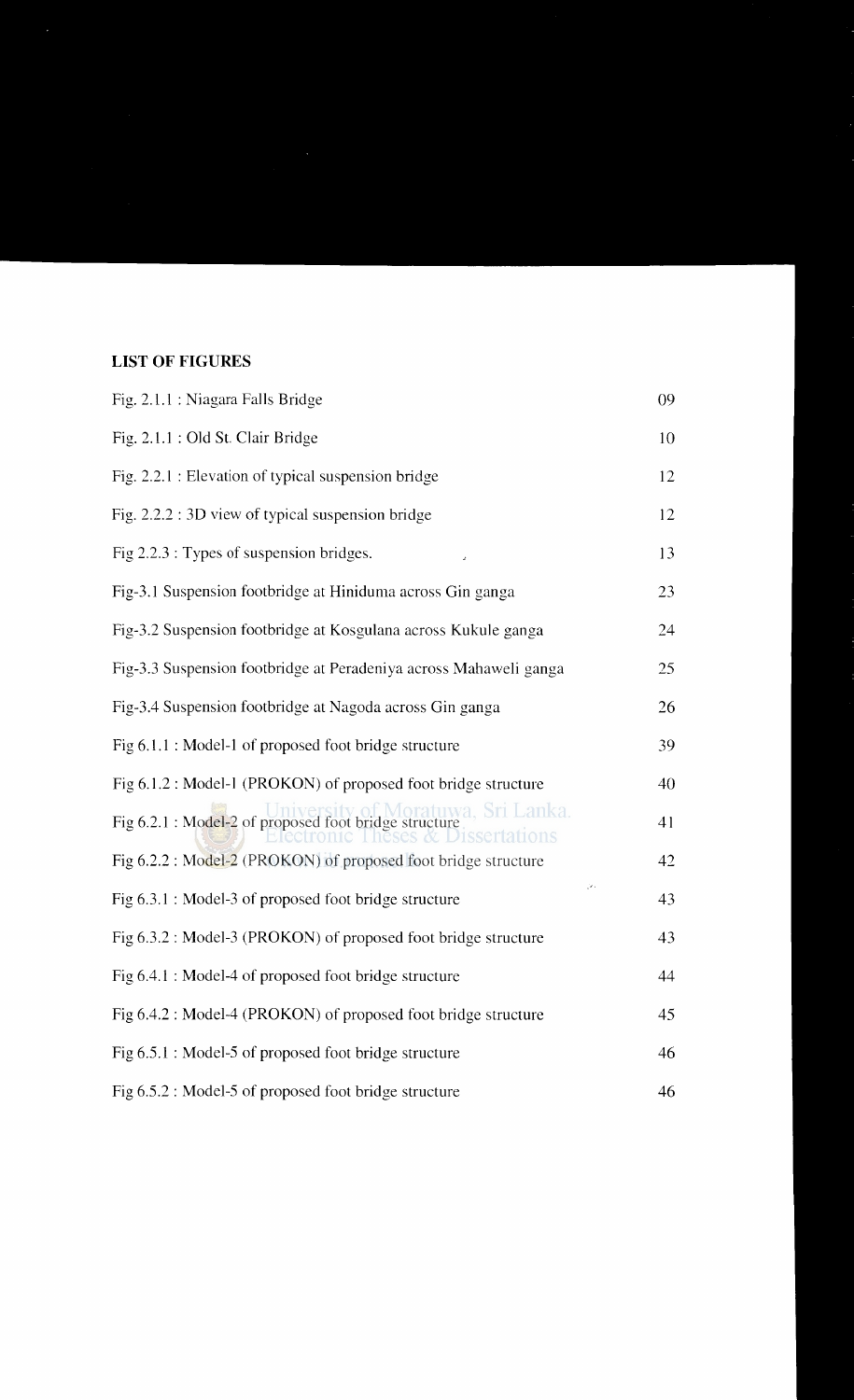**LIST OF FIGURES**

| | |
|---|---|
| Fig. 2.1.1 : Niagara Falls Bridge | 09 |
| Fig. 2.1.1 : Old St. Clair Bridge | 10 |
| Fig. 2.2.1 : Elevation of typical suspension bridge | 12 |
| Fig. 2.2.2 : 3D view of typical suspension bridge | 12 |
| Fig 2.2.3 : Types of suspension bridges. | 13 |
| Fig-3.1 Suspension footbridge at Hiniduma across Gin ganga | 23 |
| Fig-3.2 Suspension footbridge at Kosgulana across Kukule ganga | 24 |
| Fig-3.3 Suspension footbridge at Peradeniya across Mahaweli ganga | 25 |
| Fig-3.4 Suspension footbridge at Nagoda across Gin ganga | 26 |
| Fig 6.1.1 : Model-1 of proposed foot bridge structure | 39 |
| Fig 6.1.2 : Model-1 (PROKON) of proposed foot bridge structure | 40 |
| Fig 6.2.1 : Model-2 of proposed foot bridge structure | 41 |
| Fig 6.2.2 : Model-2 (PROKON) of proposed foot bridge structure | 42 |
| Fig 6.3.1 : Model-3 of proposed foot bridge structure | 43 |
| Fig 6.3.2 : Model-3 (PROKON) of proposed foot bridge structure | 43 |
| Fig 6.4.1 : Model-4 of proposed foot bridge structure | 44 |
| Fig 6.4.2 : Model-4 (PROKON) of proposed foot bridge structure | 45 |
| Fig 6.5.1 : Model-5 of proposed foot bridge structure | 46 |
| Fig 6.5.2 : Model-5 of proposed foot bridge structure | 46 |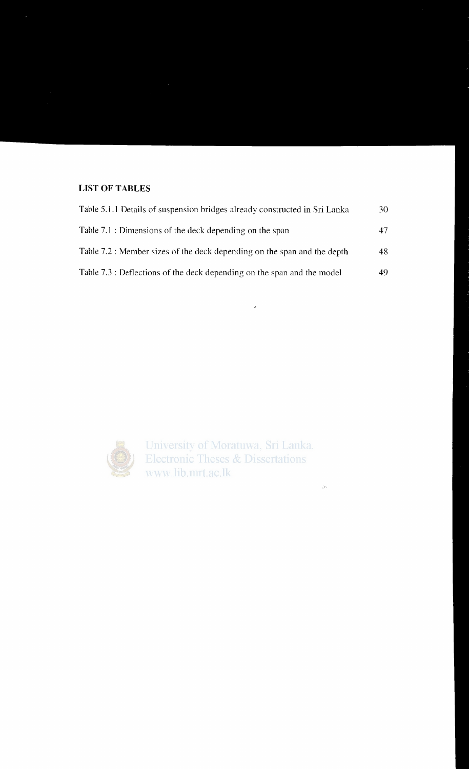**LIST OF TABLES**

Table 5.1.1 Details of suspension bridges already constructed in Sri Lanka 30

Table 7.1 : Dimensions of the deck depending on the span 47

Table 7.2 : Member sizes of the deck depending on the span and the depth 48

Table 7.3 : Deflections of the deck depending on the span and the model 49